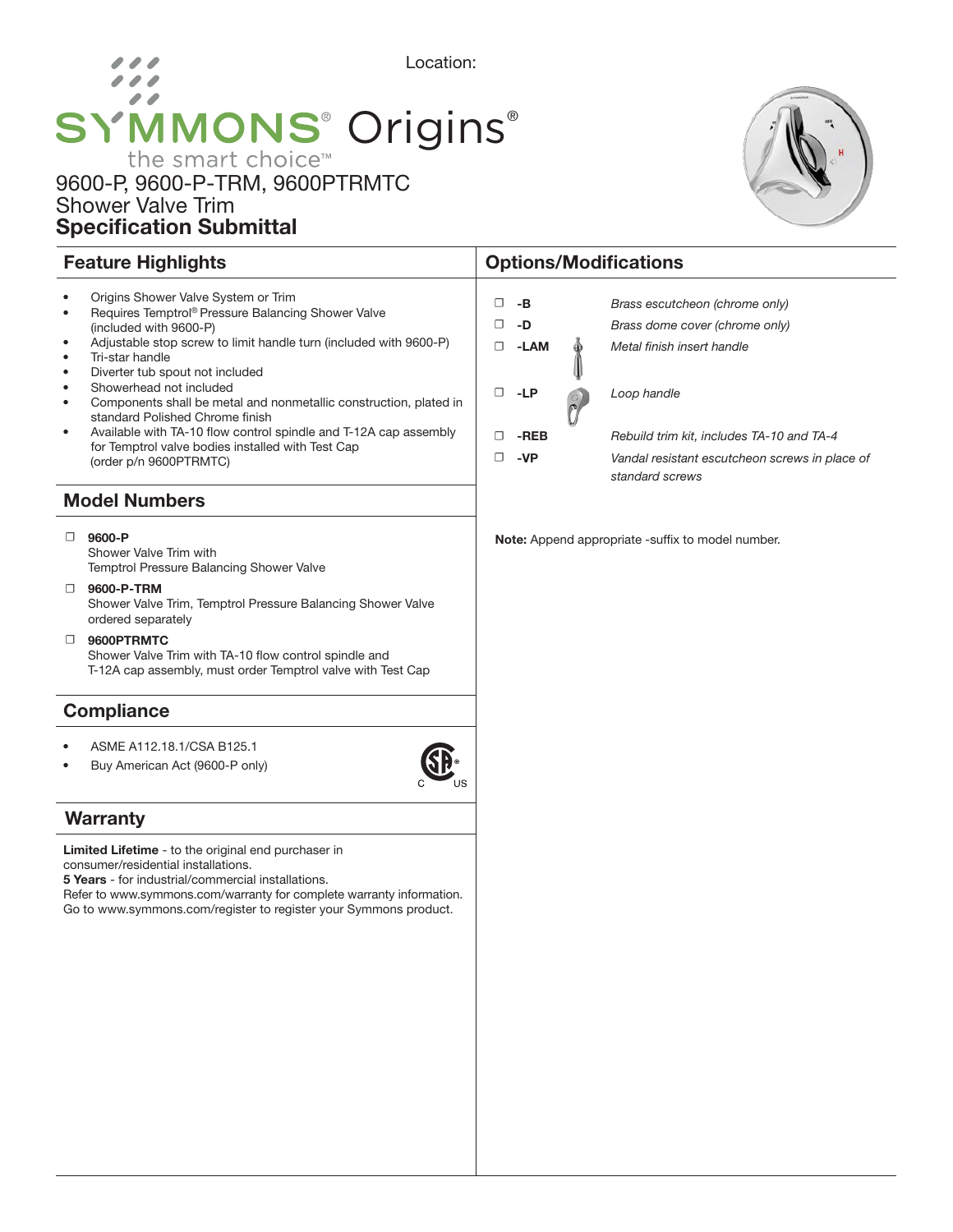Location:

# SYMMONS® Origins®

the smart choice™

## 9600-P, 9600-P-TRM, 9600PTRMTC
## Shower Valve Trim
## **Specification Submittal**

### Feature Highlights

- Origins Shower Valve System or Trim
- Requires Temptrol® Pressure Balancing Shower Valve (included with 9600-P)
- Adjustable stop screw to limit handle turn (included with 9600-P)
- Tri-star handle
- Diverter tub spout not included
- Showerhead not included
- Components shall be metal and nonmetallic construction, plated in standard Polished Chrome finish
- Available with TA-10 flow control spindle and T-12A cap assembly for Temptrol valve bodies installed with Test Cap (order p/n 9600PTRMTC)

### Model Numbers

- ☐ **9600-P**
  Shower Valve Trim with Temptrol Pressure Balancing Shower Valve
- ☐ **9600-P-TRM**
  Shower Valve Trim, Temptrol Pressure Balancing Shower Valve ordered separately
- ☐ **9600PTRMTC**
  Shower Valve Trim with TA-10 flow control spindle and T-12A cap assembly, must order Temptrol valve with Test Cap

### Compliance

- ASME A112.18.1/CSA B125.1
- Buy American Act (9600-P only)

### Warranty

**Limited Lifetime** - to the original end purchaser in consumer/residential installations.
**5 Years** - for industrial/commercial installations.
Refer to www.symmons.com/warranty for complete warranty information.
Go to www.symmons.com/register to register your Symmons product.

### Options/Modifications

- ☐ **-B** *Brass escutcheon (chrome only)*
- ☐ **-D** *Brass dome cover (chrome only)*
- ☐ **-LAM** *Metal finish insert handle*
- ☐ **-LP** *Loop handle*
- ☐ **-REB** *Rebuild trim kit, includes TA-10 and TA-4*
- ☐ **-VP** *Vandal resistant escutcheon screws in place of standard screws*

**Note:** Append appropriate -suffix to model number.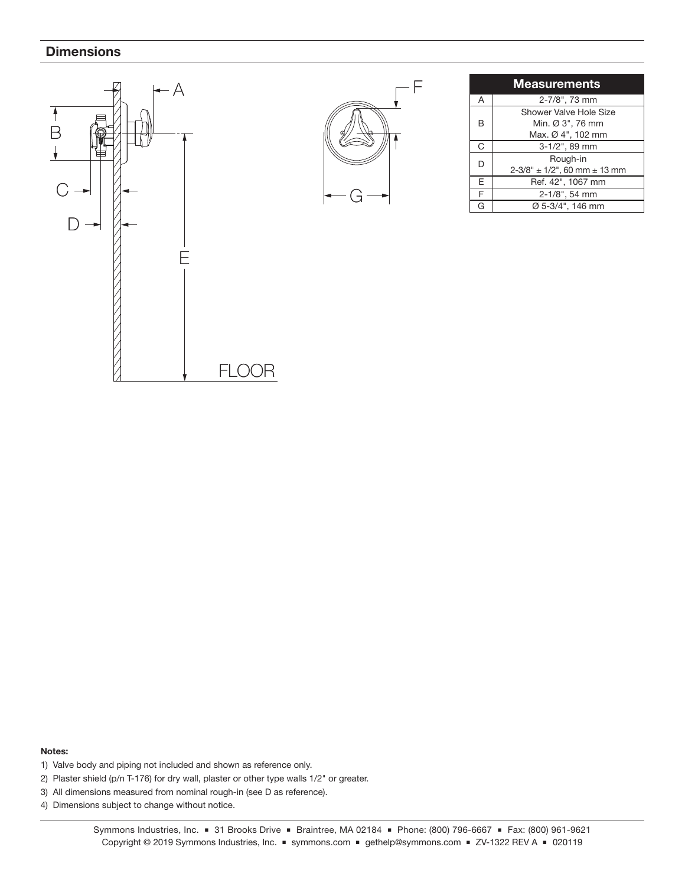## Dimensions

A

B

C

D

E

FLOOR

F

G

| Measurements | |
|---|---|
| A | 2-7/8", 73 mm |
| B | Shower Valve Hole Size<br>Min. Ø 3", 76 mm<br>Max. Ø 4", 102 mm |
| C | 3-1/2", 89 mm |
| D | Rough-in<br>2-3/8" ± 1/2", 60 mm ± 13 mm |
| E | Ref. 42", 1067 mm |
| F | 2-1/8", 54 mm |
| G | Ø 5-3/4", 146 mm |

**Notes:**

1) Valve body and piping not included and shown as reference only.
2) Plaster shield (p/n T-176) for dry wall, plaster or other type walls 1/2" or greater.
3) All dimensions measured from nominal rough-in (see D as reference).
4) Dimensions subject to change without notice.

Symmons Industries, Inc. ▪ 31 Brooks Drive ▪ Braintree, MA 02184 ▪ Phone: (800) 796-6667 ▪ Fax: (800) 961-9621
Copyright © 2019 Symmons Industries, Inc. ▪ symmons.com ▪ gethelp@symmons.com ▪ ZV-1322 REV A ▪ 020119